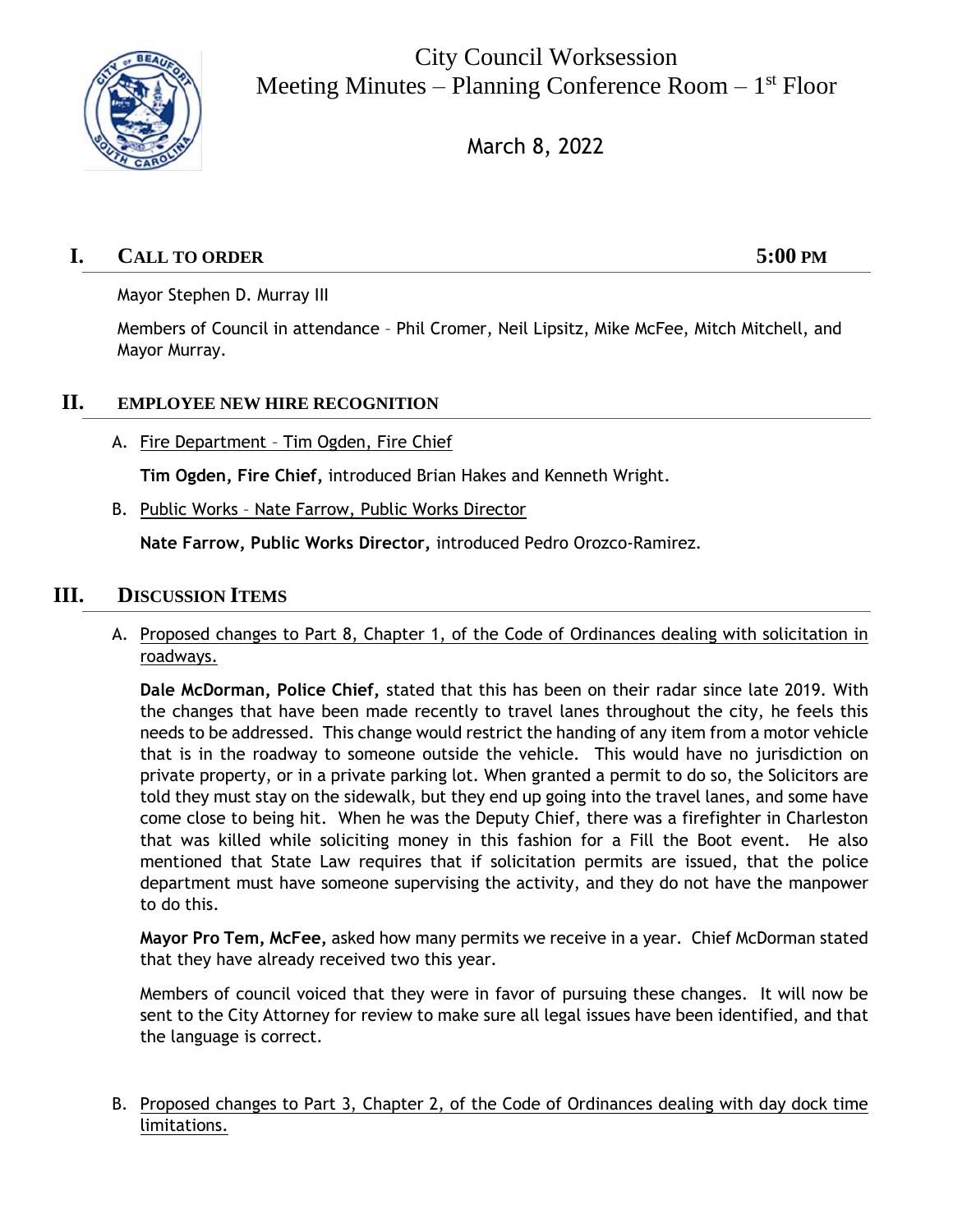# City Council Worksession
## Meeting Minutes – Planning Conference Room – 1st Floor

March 8, 2022

## I. CALL TO ORDER 5:00 PM

Mayor Stephen D. Murray III

Members of Council in attendance – Phil Cromer, Neil Lipsitz, Mike McFee, Mitch Mitchell, and Mayor Murray.

## II. EMPLOYEE NEW HIRE RECOGNITION

A. Fire Department – Tim Ogden, Fire Chief

**Tim Ogden, Fire Chief,** introduced Brian Hakes and Kenneth Wright.

B. Public Works – Nate Farrow, Public Works Director

**Nate Farrow, Public Works Director,** introduced Pedro Orozco-Ramirez.

## III. DISCUSSION ITEMS

A. Proposed changes to Part 8, Chapter 1, of the Code of Ordinances dealing with solicitation in roadways.

**Dale McDorman, Police Chief,** stated that this has been on their radar since late 2019. With the changes that have been made recently to travel lanes throughout the city, he feels this needs to be addressed. This change would restrict the handing of any item from a motor vehicle that is in the roadway to someone outside the vehicle. This would have no jurisdiction on private property, or in a private parking lot. When granted a permit to do so, the Solicitors are told they must stay on the sidewalk, but they end up going into the travel lanes, and some have come close to being hit. When he was the Deputy Chief, there was a firefighter in Charleston that was killed while soliciting money in this fashion for a Fill the Boot event. He also mentioned that State Law requires that if solicitation permits are issued, that the police department must have someone supervising the activity, and they do not have the manpower to do this.

**Mayor Pro Tem, McFee,** asked how many permits we receive in a year. Chief McDorman stated that they have already received two this year.

Members of council voiced that they were in favor of pursuing these changes. It will now be sent to the City Attorney for review to make sure all legal issues have been identified, and that the language is correct.

B. Proposed changes to Part 3, Chapter 2, of the Code of Ordinances dealing with day dock time limitations.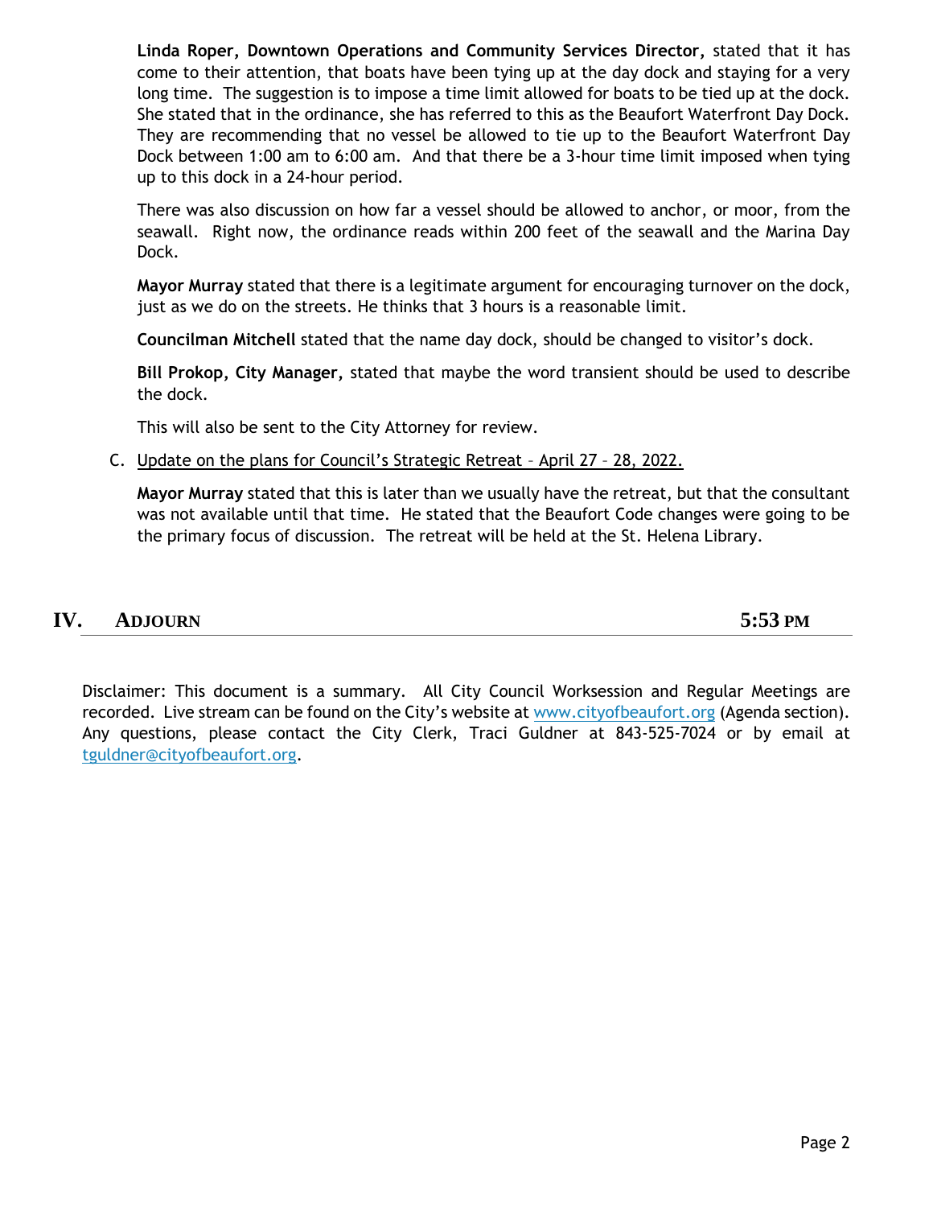**Linda Roper, Downtown Operations and Community Services Director,** stated that it has come to their attention, that boats have been tying up at the day dock and staying for a very long time. The suggestion is to impose a time limit allowed for boats to be tied up at the dock. She stated that in the ordinance, she has referred to this as the Beaufort Waterfront Day Dock. They are recommending that no vessel be allowed to tie up to the Beaufort Waterfront Day Dock between 1:00 am to 6:00 am. And that there be a 3-hour time limit imposed when tying up to this dock in a 24-hour period.

There was also discussion on how far a vessel should be allowed to anchor, or moor, from the seawall. Right now, the ordinance reads within 200 feet of the seawall and the Marina Day Dock.

**Mayor Murray** stated that there is a legitimate argument for encouraging turnover on the dock, just as we do on the streets. He thinks that 3 hours is a reasonable limit.

**Councilman Mitchell** stated that the name day dock, should be changed to visitor's dock.

**Bill Prokop, City Manager,** stated that maybe the word transient should be used to describe the dock.

This will also be sent to the City Attorney for review.

C. Update on the plans for Council's Strategic Retreat – April 27 – 28, 2022.

**Mayor Murray** stated that this is later than we usually have the retreat, but that the consultant was not available until that time. He stated that the Beaufort Code changes were going to be the primary focus of discussion. The retreat will be held at the St. Helena Library.

## IV. ADJOURN 5:53 PM

Disclaimer: This document is a summary. All City Council Worksession and Regular Meetings are recorded. Live stream can be found on the City's website at www.cityofbeaufort.org (Agenda section). Any questions, please contact the City Clerk, Traci Guldner at 843-525-7024 or by email at tguldner@cityofbeaufort.org.